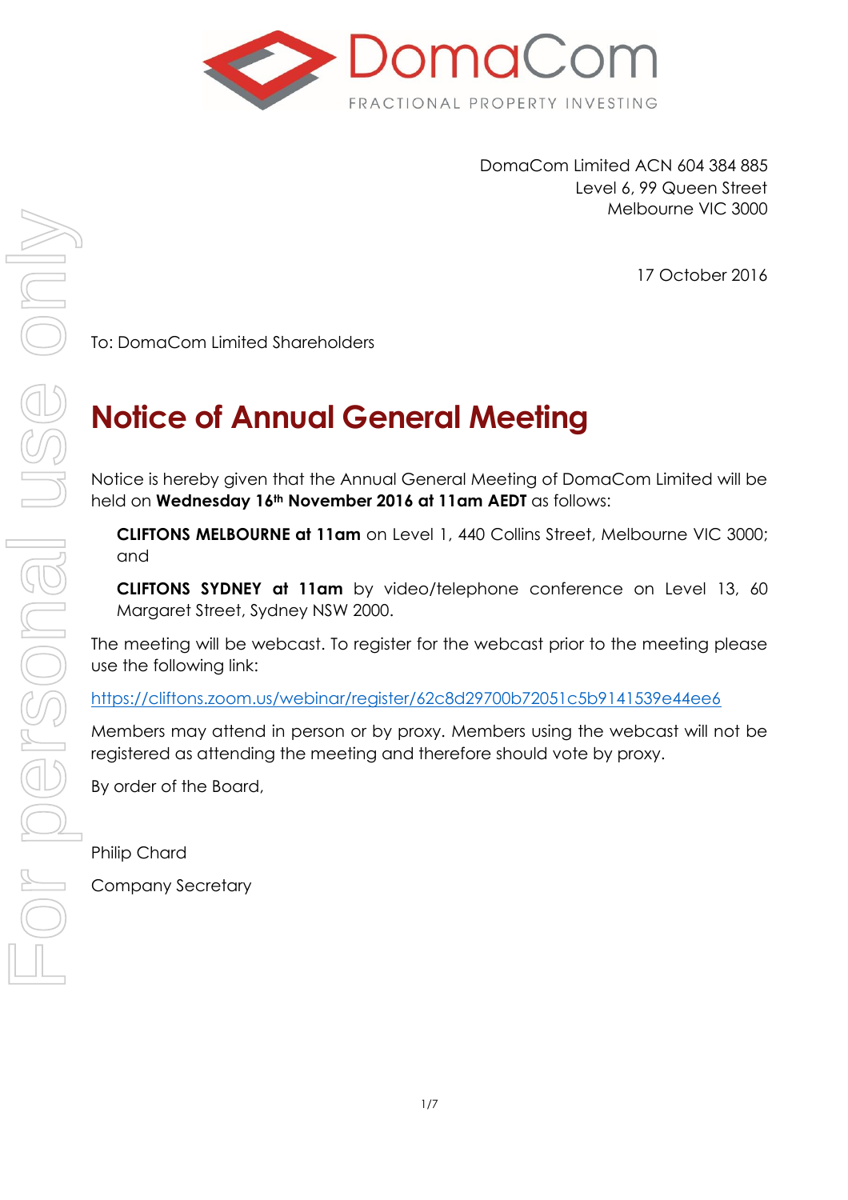DomaCom Limited ACN 604 384 885
Level 6, 99 Queen Street
Melbourne VIC 3000

17 October 2016

To: DomaCom Limited Shareholders

# Notice of Annual General Meeting

Notice is hereby given that the Annual General Meeting of DomaCom Limited will be held on **Wednesday 16th November 2016 at 11am AEDT** as follows:

**CLIFTONS MELBOURNE at 11am** on Level 1, 440 Collins Street, Melbourne VIC 3000; and

**CLIFTONS SYDNEY at 11am** by video/telephone conference on Level 13, 60 Margaret Street, Sydney NSW 2000.

The meeting will be webcast. To register for the webcast prior to the meeting please use the following link:

https://cliftons.zoom.us/webinar/register/62c8d29700b72051c5b9141539e44ee6

Members may attend in person or by proxy. Members using the webcast will not be registered as attending the meeting and therefore should vote by proxy.

By order of the Board,

Philip Chard

Company Secretary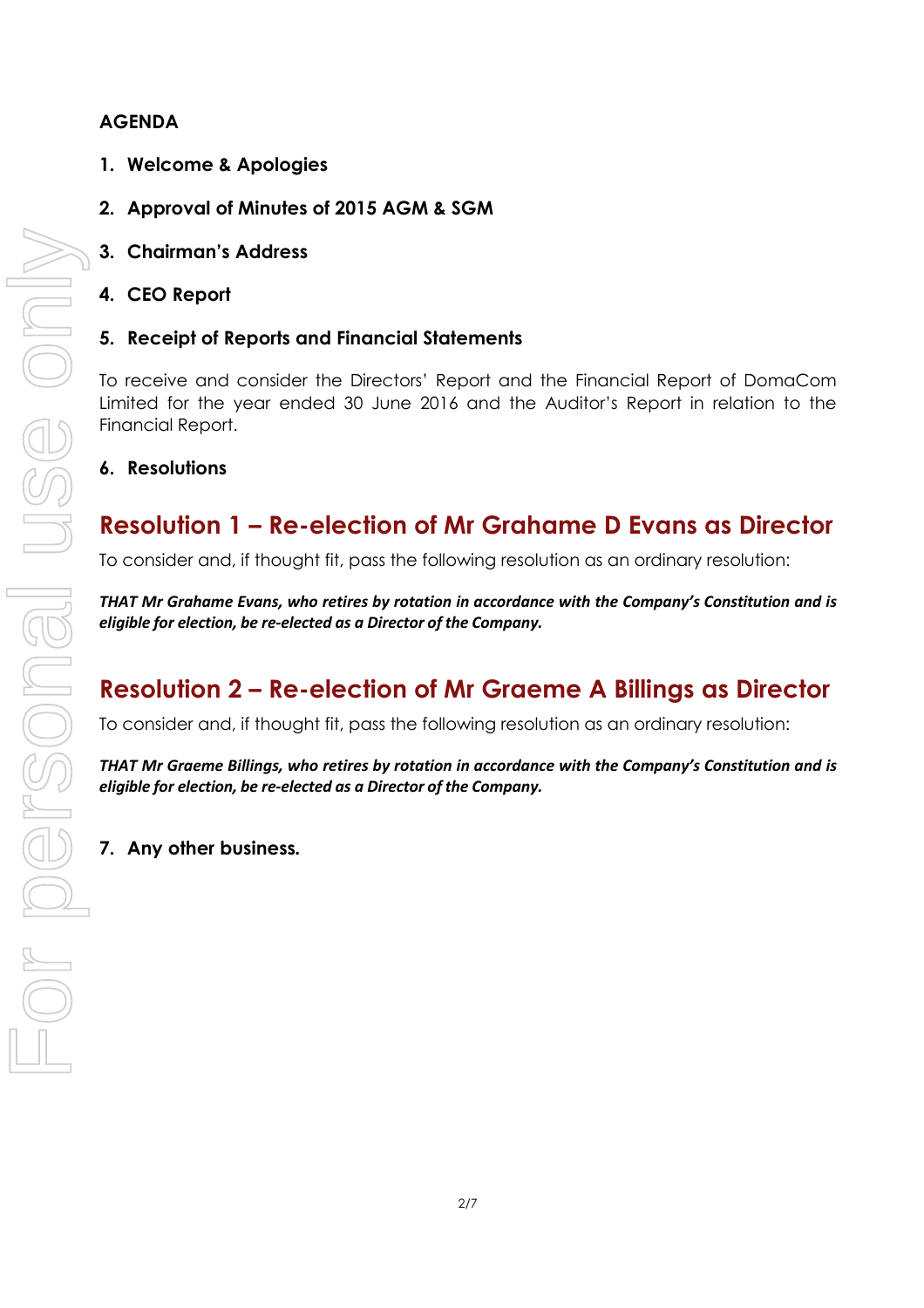## AGENDA

1. **Welcome & Apologies**

2. **Approval of Minutes of 2015 AGM & SGM**

3. **Chairman's Address**

4. **CEO Report**

5. **Receipt of Reports and Financial Statements**

To receive and consider the Directors' Report and the Financial Report of DomaCom Limited for the year ended 30 June 2016 and the Auditor's Report in relation to the Financial Report.

6. **Resolutions**

## Resolution 1 – Re-election of Mr Grahame D Evans as Director

To consider and, if thought fit, pass the following resolution as an ordinary resolution:

***THAT Mr Grahame Evans, who retires by rotation in accordance with the Company's Constitution and is eligible for election, be re-elected as a Director of the Company.***

## Resolution 2 – Re-election of Mr Graeme A Billings as Director

To consider and, if thought fit, pass the following resolution as an ordinary resolution:

***THAT Mr Graeme Billings, who retires by rotation in accordance with the Company's Constitution and is eligible for election, be re-elected as a Director of the Company.***

7. **Any other business.**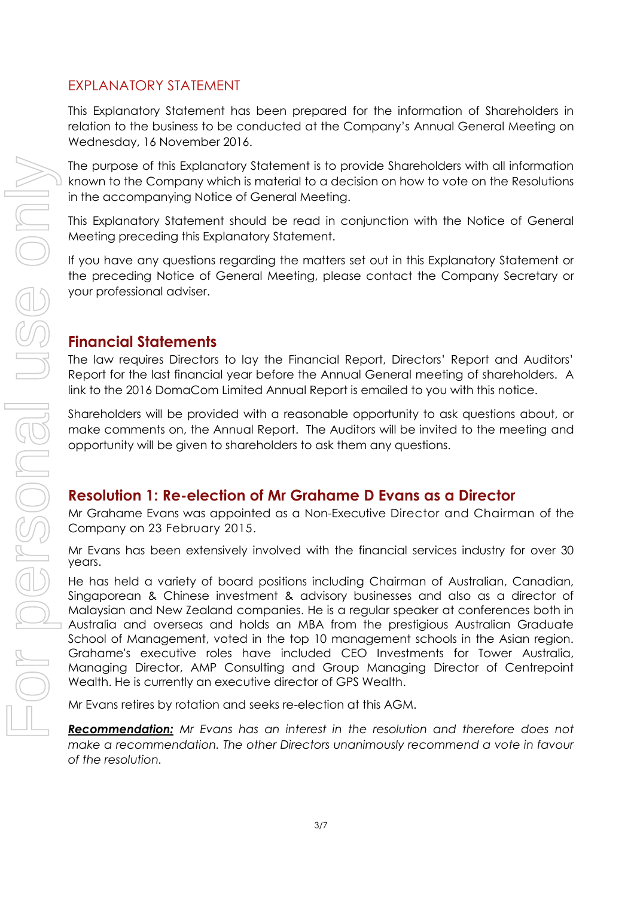# EXPLANATORY STATEMENT

This Explanatory Statement has been prepared for the information of Shareholders in relation to the business to be conducted at the Company's Annual General Meeting on Wednesday, 16 November 2016.

The purpose of this Explanatory Statement is to provide Shareholders with all information known to the Company which is material to a decision on how to vote on the Resolutions in the accompanying Notice of General Meeting.

This Explanatory Statement should be read in conjunction with the Notice of General Meeting preceding this Explanatory Statement.

If you have any questions regarding the matters set out in this Explanatory Statement or the preceding Notice of General Meeting, please contact the Company Secretary or your professional adviser.

## Financial Statements

The law requires Directors to lay the Financial Report, Directors' Report and Auditors' Report for the last financial year before the Annual General meeting of shareholders. A link to the 2016 DomaCom Limited Annual Report is emailed to you with this notice.

Shareholders will be provided with a reasonable opportunity to ask questions about, or make comments on, the Annual Report. The Auditors will be invited to the meeting and opportunity will be given to shareholders to ask them any questions.

## Resolution 1: Re-election of Mr Grahame D Evans as a Director

Mr Grahame Evans was appointed as a Non-Executive Director and Chairman of the Company on 23 February 2015.

Mr Evans has been extensively involved with the financial services industry for over 30 years.

He has held a variety of board positions including Chairman of Australian, Canadian, Singaporean & Chinese investment & advisory businesses and also as a director of Malaysian and New Zealand companies. He is a regular speaker at conferences both in Australia and overseas and holds an MBA from the prestigious Australian Graduate School of Management, voted in the top 10 management schools in the Asian region. Grahame's executive roles have included CEO Investments for Tower Australia, Managing Director, AMP Consulting and Group Managing Director of Centrepoint Wealth. He is currently an executive director of GPS Wealth.

Mr Evans retires by rotation and seeks re-election at this AGM.

***Recommendation:*** *Mr Evans has an interest in the resolution and therefore does not make a recommendation. The other Directors unanimously recommend a vote in favour of the resolution.*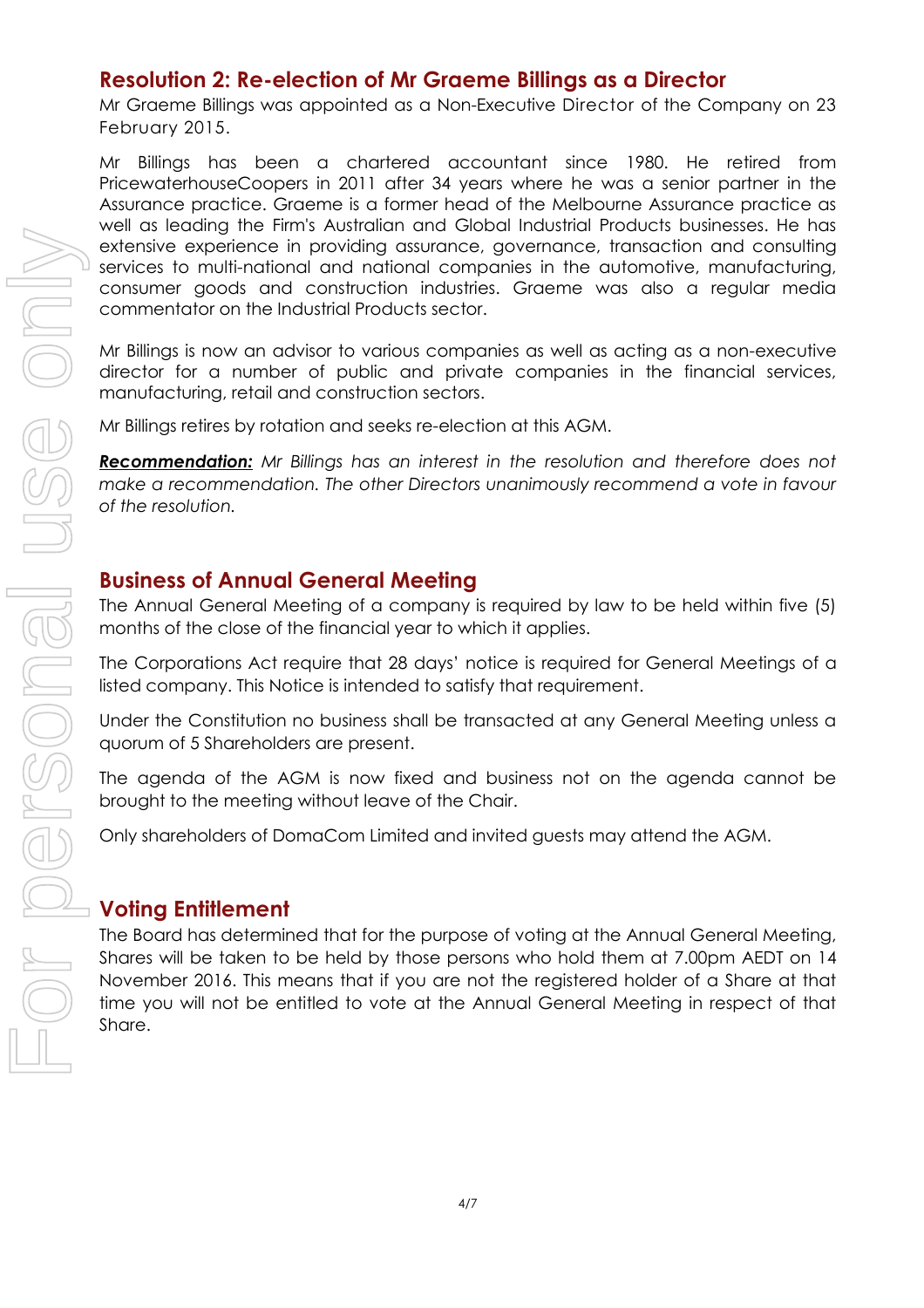## Resolution 2: Re-election of Mr Graeme Billings as a Director

Mr Graeme Billings was appointed as a Non-Executive Director of the Company on 23 February 2015.

Mr Billings has been a chartered accountant since 1980. He retired from PricewaterhouseCoopers in 2011 after 34 years where he was a senior partner in the Assurance practice. Graeme is a former head of the Melbourne Assurance practice as well as leading the Firm's Australian and Global Industrial Products businesses. He has extensive experience in providing assurance, governance, transaction and consulting services to multi-national and national companies in the automotive, manufacturing, consumer goods and construction industries. Graeme was also a regular media commentator on the Industrial Products sector.

Mr Billings is now an advisor to various companies as well as acting as a non-executive director for a number of public and private companies in the financial services, manufacturing, retail and construction sectors.

Mr Billings retires by rotation and seeks re-election at this AGM.

***Recommendation:*** *Mr Billings has an interest in the resolution and therefore does not make a recommendation. The other Directors unanimously recommend a vote in favour of the resolution.*

## Business of Annual General Meeting

The Annual General Meeting of a company is required by law to be held within five (5) months of the close of the financial year to which it applies.

The Corporations Act require that 28 days' notice is required for General Meetings of a listed company. This Notice is intended to satisfy that requirement.

Under the Constitution no business shall be transacted at any General Meeting unless a quorum of 5 Shareholders are present.

The agenda of the AGM is now fixed and business not on the agenda cannot be brought to the meeting without leave of the Chair.

Only shareholders of DomaCom Limited and invited guests may attend the AGM.

## Voting Entitlement

The Board has determined that for the purpose of voting at the Annual General Meeting, Shares will be taken to be held by those persons who hold them at 7.00pm AEDT on 14 November 2016. This means that if you are not the registered holder of a Share at that time you will not be entitled to vote at the Annual General Meeting in respect of that Share.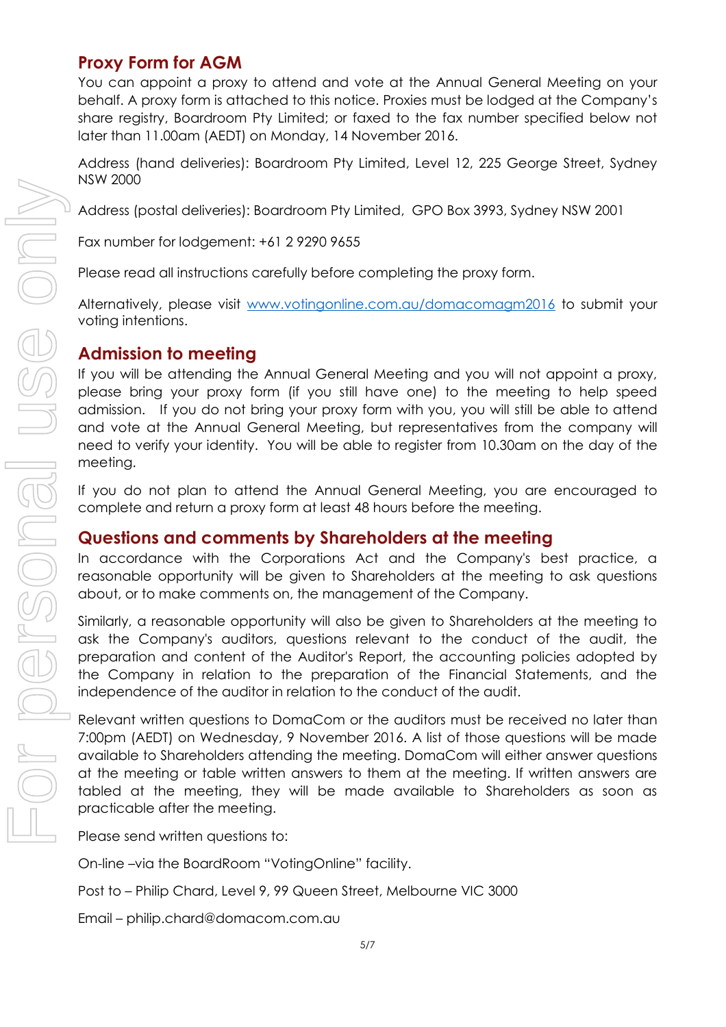## Proxy Form for AGM

You can appoint a proxy to attend and vote at the Annual General Meeting on your behalf. A proxy form is attached to this notice. Proxies must be lodged at the Company's share registry, Boardroom Pty Limited; or faxed to the fax number specified below not later than 11.00am (AEDT) on Monday, 14 November 2016.

Address (hand deliveries): Boardroom Pty Limited, Level 12, 225 George Street, Sydney NSW 2000

Address (postal deliveries): Boardroom Pty Limited, GPO Box 3993, Sydney NSW 2001

Fax number for lodgement: +61 2 9290 9655

Please read all instructions carefully before completing the proxy form.

Alternatively, please visit www.votingonline.com.au/domacomagm2016 to submit your voting intentions.

## Admission to meeting

If you will be attending the Annual General Meeting and you will not appoint a proxy, please bring your proxy form (if you still have one) to the meeting to help speed admission. If you do not bring your proxy form with you, you will still be able to attend and vote at the Annual General Meeting, but representatives from the company will need to verify your identity. You will be able to register from 10.30am on the day of the meeting.

If you do not plan to attend the Annual General Meeting, you are encouraged to complete and return a proxy form at least 48 hours before the meeting.

## Questions and comments by Shareholders at the meeting

In accordance with the Corporations Act and the Company's best practice, a reasonable opportunity will be given to Shareholders at the meeting to ask questions about, or to make comments on, the management of the Company.

Similarly, a reasonable opportunity will also be given to Shareholders at the meeting to ask the Company's auditors, questions relevant to the conduct of the audit, the preparation and content of the Auditor's Report, the accounting policies adopted by the Company in relation to the preparation of the Financial Statements, and the independence of the auditor in relation to the conduct of the audit.

Relevant written questions to DomaCom or the auditors must be received no later than 7:00pm (AEDT) on Wednesday, 9 November 2016. A list of those questions will be made available to Shareholders attending the meeting. DomaCom will either answer questions at the meeting or table written answers to them at the meeting. If written answers are tabled at the meeting, they will be made available to Shareholders as soon as practicable after the meeting.

Please send written questions to:

On-line –via the BoardRoom "VotingOnline" facility.

Post to – Philip Chard, Level 9, 99 Queen Street, Melbourne VIC 3000

Email – philip.chard@domacom.com.au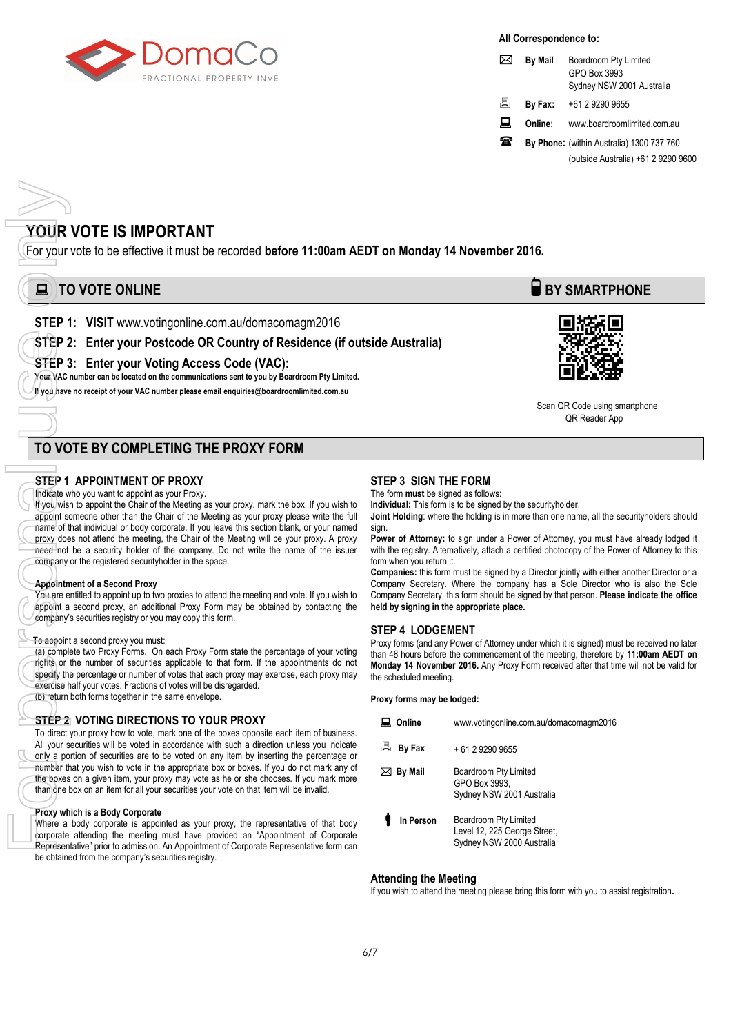DomaCo
FRACTIONAL PROPERTY INVE

**All Correspondence to:**

| | |
|---|---|
| **By Mail** | Boardroom Pty Limited<br>GPO Box 3993<br>Sydney NSW 2001 Australia |
| **By Fax:** | +61 2 9290 9655 |
| **Online:** | www.boardroomlimited.com.au |
| **By Phone:** | (within Australia) 1300 737 760<br>(outside Australia) +61 2 9290 9600 |

# YOUR VOTE IS IMPORTANT

For your vote to be effective it must be recorded **before 11:00am AEDT on Monday 14 November 2016.**

## TO VOTE ONLINE

**STEP 1: VISIT** www.votingonline.com.au/domacomagm2016

**STEP 2: Enter your Postcode OR Country of Residence (if outside Australia)**

**STEP 3: Enter your Voting Access Code (VAC):**

**Your VAC number can be located on the communications sent to you by Boardroom Pty Limited.**

**If you have no receipt of your VAC number please email enquiries@boardroomlimited.com.au**

## BY SMARTPHONE

Scan QR Code using smartphone QR Reader App

## TO VOTE BY COMPLETING THE PROXY FORM

### STEP 1 APPOINTMENT OF PROXY

Indicate who you want to appoint as your Proxy.

If you wish to appoint the Chair of the Meeting as your proxy, mark the box. If you wish to appoint someone other than the Chair of the Meeting as your proxy please write the full name of that individual or body corporate. If you leave this section blank, or your named proxy does not attend the meeting, the Chair of the Meeting will be your proxy. A proxy need not be a security holder of the company. Do not write the name of the issuer company or the registered securityholder in the space.

**Appointment of a Second Proxy**

You are entitled to appoint up to two proxies to attend the meeting and vote. If you wish to appoint a second proxy, an additional Proxy Form may be obtained by contacting the company's securities registry or you may copy this form.

To appoint a second proxy you must:

(a) complete two Proxy Forms. On each Proxy Form state the percentage of your voting rights or the number of securities applicable to that form. If the appointments do not specify the percentage or number of votes that each proxy may exercise, each proxy may exercise half your votes. Fractions of votes will be disregarded.

(b) return both forms together in the same envelope.

### STEP 2 VOTING DIRECTIONS TO YOUR PROXY

To direct your proxy how to vote, mark one of the boxes opposite each item of business. All your securities will be voted in accordance with such a direction unless you indicate only a portion of securities are to be voted on any item by inserting the percentage or number that you wish to vote in the appropriate box or boxes. If you do not mark any of the boxes on a given item, your proxy may vote as he or she chooses. If you mark more than one box on an item for all your securities your vote on that item will be invalid.

**Proxy which is a Body Corporate**

Where a body corporate is appointed as your proxy, the representative of that body corporate attending the meeting must have provided an "Appointment of Corporate Representative" prior to admission. An Appointment of Corporate Representative form can be obtained from the company's securities registry.

### STEP 3 SIGN THE FORM

The form **must** be signed as follows:

**Individual:** This form is to be signed by the securityholder.

**Joint Holding**: where the holding is in more than one name, all the securityholders should sign.

**Power of Attorney:** to sign under a Power of Attorney, you must have already lodged it with the registry. Alternatively, attach a certified photocopy of the Power of Attorney to this form when you return it.

**Companies:** this form must be signed by a Director jointly with either another Director or a Company Secretary. Where the company has a Sole Director who is also the Sole Company Secretary, this form should be signed by that person. **Please indicate the office held by signing in the appropriate place.**

### STEP 4 LODGEMENT

Proxy forms (and any Power of Attorney under which it is signed) must be received no later than 48 hours before the commencement of the meeting, therefore by **11:00am AEDT on Monday 14 November 2016.** Any Proxy Form received after that time will not be valid for the scheduled meeting.

**Proxy forms may be lodged:**

| | |
|---|---|
| **Online** | www.votingonline.com.au/domacomagm2016 |
| **By Fax** | + 61 2 9290 9655 |
| **By Mail** | Boardroom Pty Limited<br>GPO Box 3993,<br>Sydney NSW 2001 Australia |
| **In Person** | Boardroom Pty Limited<br>Level 12, 225 George Street,<br>Sydney NSW 2000 Australia |

### Attending the Meeting

If you wish to attend the meeting please bring this form with you to assist registration.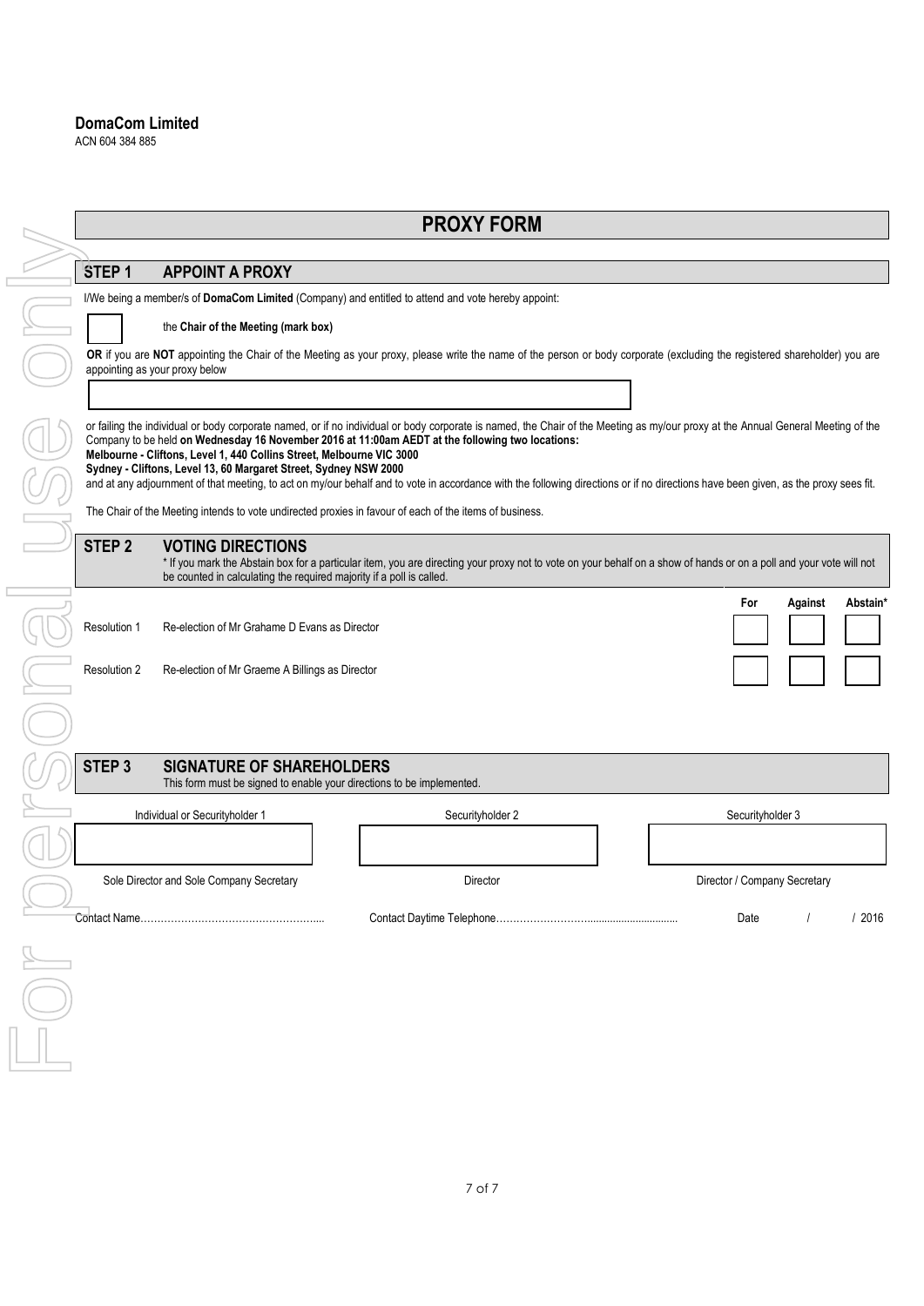**DomaCom Limited**
ACN 604 384 885

# PROXY FORM

## STEP 1 APPOINT A PROXY

I/We being a member/s of **DomaCom Limited** (Company) and entitled to attend and vote hereby appoint:

☐ the **Chair of the Meeting (mark box)**

**OR** if you are **NOT** appointing the Chair of the Meeting as your proxy, please write the name of the person or body corporate (excluding the registered shareholder) you are appointing as your proxy below

☐

or failing the individual or body corporate named, or if no individual or body corporate is named, the Chair of the Meeting as my/our proxy at the Annual General Meeting of the Company to be held **on Wednesday 16 November 2016 at 11:00am AEDT at the following two locations:**
**Melbourne - Cliftons, Level 1, 440 Collins Street, Melbourne VIC 3000**
**Sydney - Cliftons, Level 13, 60 Margaret Street, Sydney NSW 2000**
and at any adjournment of that meeting, to act on my/our behalf and to vote in accordance with the following directions or if no directions have been given, as the proxy sees fit.

The Chair of the Meeting intends to vote undirected proxies in favour of each of the items of business.

## STEP 2 VOTING DIRECTIONS

* If you mark the Abstain box for a particular item, you are directing your proxy not to vote on your behalf on a show of hands or on a poll and your vote will not be counted in calculating the required majority if a poll is called.

| | | For | Against | Abstain* |
|---|---|---|---|---|
| Resolution 1 | Re-election of Mr Grahame D Evans as Director | ☐ | ☐ | ☐ |
| Resolution 2 | Re-election of Mr Graeme A Billings as Director | ☐ | ☐ | ☐ |

## STEP 3 SIGNATURE OF SHAREHOLDERS

This form must be signed to enable your directions to be implemented.

| Individual or Securityholder 1 | Securityholder 2 | Securityholder 3 |
|---|---|---|
| | | |
| Sole Director and Sole Company Secretary | Director | Director / Company Secretary |

Contact Name……………………………………………... Contact Daytime Telephone……………………............................. Date / / 2016